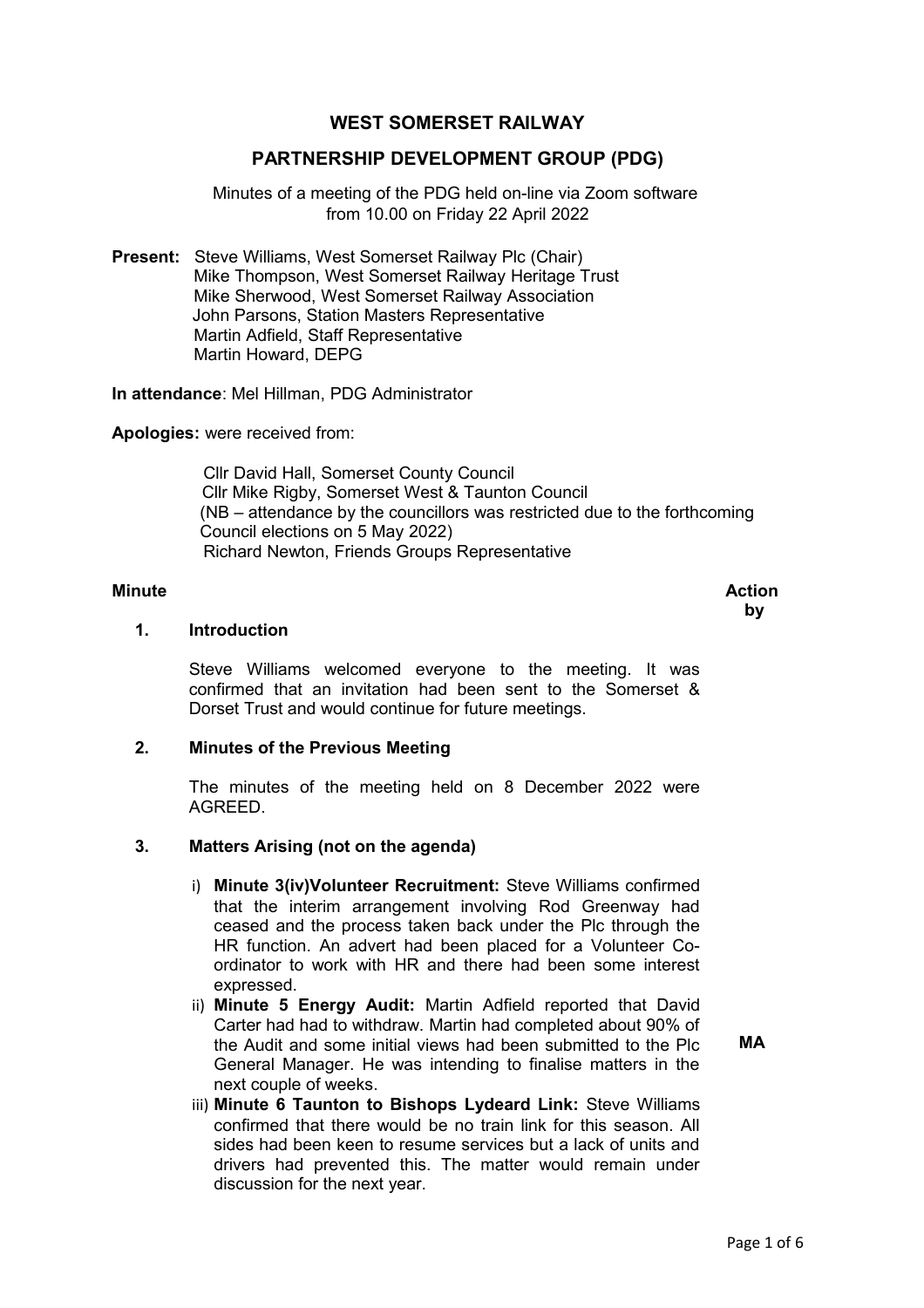# WEST SOMERSET RAILWAY

## PARTNERSHIP DEVELOPMENT GROUP (PDG)

Minutes of a meeting of the PDG held on-line via Zoom software from 10.00 on Friday 22 April 2022

**Present:** Steve Williams, West Somerset Railway Plc (Chair)
Mike Thompson, West Somerset Railway Heritage Trust
Mike Sherwood, West Somerset Railway Association
John Parsons, Station Masters Representative
Martin Adfield, Staff Representative
Martin Howard, DEPG

**In attendance**: Mel Hillman, PDG Administrator

**Apologies:** were received from:

Cllr David Hall, Somerset County Council
Cllr Mike Rigby, Somerset West & Taunton Council
(NB – attendance by the councillors was restricted due to the forthcoming Council elections on 5 May 2022)
Richard Newton, Friends Groups Representative

**Minute** | **Action by**

### 1. Introduction

Steve Williams welcomed everyone to the meeting. It was confirmed that an invitation had been sent to the Somerset & Dorset Trust and would continue for future meetings.

### 2. Minutes of the Previous Meeting

The minutes of the meeting held on 8 December 2022 were AGREED.

### 3. Matters Arising (not on the agenda)

i) **Minute 3(iv)Volunteer Recruitment:** Steve Williams confirmed that the interim arrangement involving Rod Greenway had ceased and the process taken back under the Plc through the HR function. An advert had been placed for a Volunteer Co-ordinator to work with HR and there had been some interest expressed.

ii) **Minute 5 Energy Audit:** Martin Adfield reported that David Carter had had to withdraw. Martin had completed about 90% of the Audit and some initial views had been submitted to the Plc General Manager. He was intending to finalise matters in the next couple of weeks. — **MA**

iii) **Minute 6 Taunton to Bishops Lydeard Link:** Steve Williams confirmed that there would be no train link for this season. All sides had been keen to resume services but a lack of units and drivers had prevented this. The matter would remain under discussion for the next year.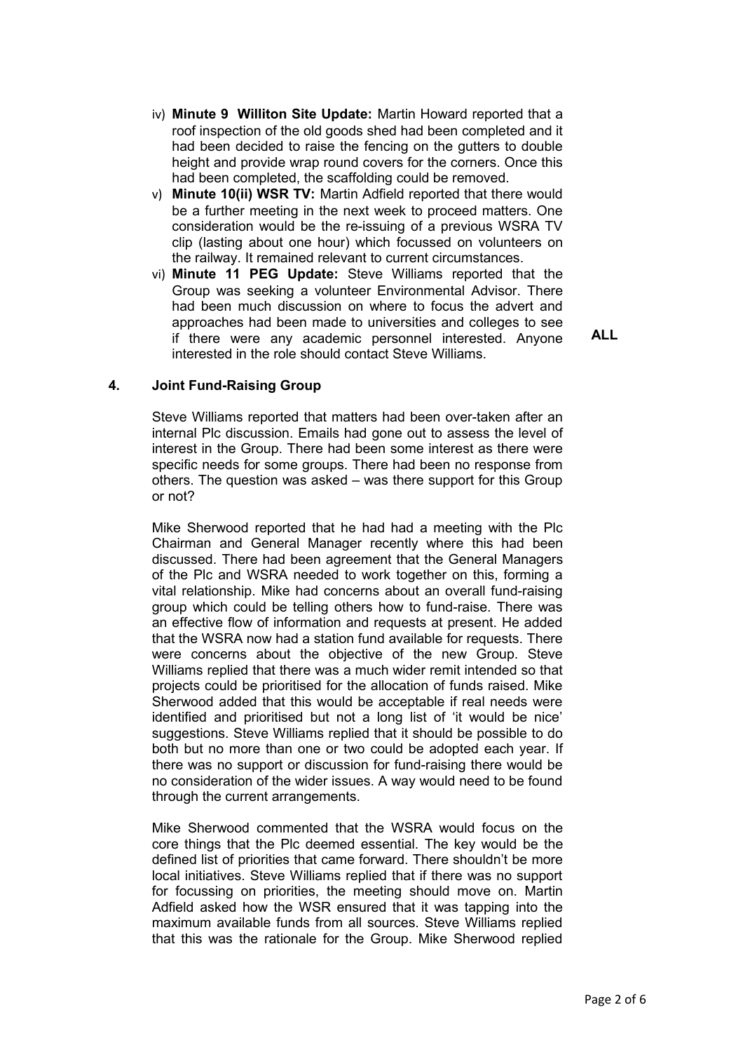iv) **Minute 9 Williton Site Update:** Martin Howard reported that a roof inspection of the old goods shed had been completed and it had been decided to raise the fencing on the gutters to double height and provide wrap round covers for the corners. Once this had been completed, the scaffolding could be removed.

v) **Minute 10(ii) WSR TV:** Martin Adfield reported that there would be a further meeting in the next week to proceed matters. One consideration would be the re-issuing of a previous WSRA TV clip (lasting about one hour) which focussed on volunteers on the railway. It remained relevant to current circumstances.

vi) **Minute 11 PEG Update:** Steve Williams reported that the Group was seeking a volunteer Environmental Advisor. There had been much discussion on where to focus the advert and approaches had been made to universities and colleges to see if there were any academic personnel interested. Anyone interested in the role should contact Steve Williams. **ALL**

## 4. Joint Fund-Raising Group

Steve Williams reported that matters had been over-taken after an internal Plc discussion. Emails had gone out to assess the level of interest in the Group. There had been some interest as there were specific needs for some groups. There had been no response from others. The question was asked – was there support for this Group or not?

Mike Sherwood reported that he had had a meeting with the Plc Chairman and General Manager recently where this had been discussed. There had been agreement that the General Managers of the Plc and WSRA needed to work together on this, forming a vital relationship. Mike had concerns about an overall fund-raising group which could be telling others how to fund-raise. There was an effective flow of information and requests at present. He added that the WSRA now had a station fund available for requests. There were concerns about the objective of the new Group. Steve Williams replied that there was a much wider remit intended so that projects could be prioritised for the allocation of funds raised. Mike Sherwood added that this would be acceptable if real needs were identified and prioritised but not a long list of 'it would be nice' suggestions. Steve Williams replied that it should be possible to do both but no more than one or two could be adopted each year. If there was no support or discussion for fund-raising there would be no consideration of the wider issues. A way would need to be found through the current arrangements.

Mike Sherwood commented that the WSRA would focus on the core things that the Plc deemed essential. The key would be the defined list of priorities that came forward. There shouldn't be more local initiatives. Steve Williams replied that if there was no support for focussing on priorities, the meeting should move on. Martin Adfield asked how the WSR ensured that it was tapping into the maximum available funds from all sources. Steve Williams replied that this was the rationale for the Group. Mike Sherwood replied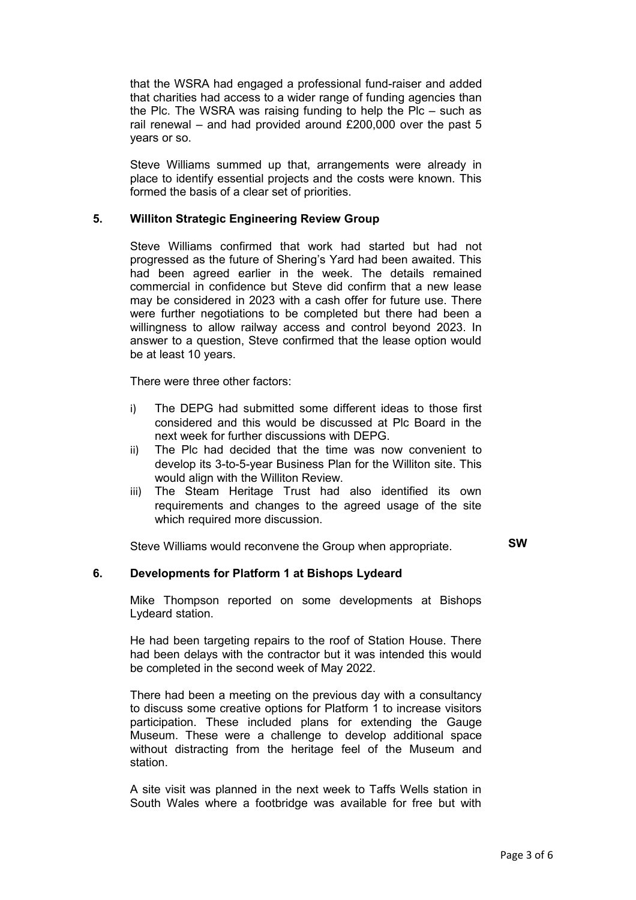that the WSRA had engaged a professional fund-raiser and added that charities had access to a wider range of funding agencies than the Plc. The WSRA was raising funding to help the Plc – such as rail renewal – and had provided around £200,000 over the past 5 years or so.

Steve Williams summed up that, arrangements were already in place to identify essential projects and the costs were known. This formed the basis of a clear set of priorities.

## 5. Williton Strategic Engineering Review Group

Steve Williams confirmed that work had started but had not progressed as the future of Shering's Yard had been awaited. This had been agreed earlier in the week. The details remained commercial in confidence but Steve did confirm that a new lease may be considered in 2023 with a cash offer for future use. There were further negotiations to be completed but there had been a willingness to allow railway access and control beyond 2023. In answer to a question, Steve confirmed that the lease option would be at least 10 years.

There were three other factors:

i) The DEPG had submitted some different ideas to those first considered and this would be discussed at Plc Board in the next week for further discussions with DEPG.

ii) The Plc had decided that the time was now convenient to develop its 3-to-5-year Business Plan for the Williton site. This would align with the Williton Review.

iii) The Steam Heritage Trust had also identified its own requirements and changes to the agreed usage of the site which required more discussion.

Steve Williams would reconvene the Group when appropriate. **SW**

## 6. Developments for Platform 1 at Bishops Lydeard

Mike Thompson reported on some developments at Bishops Lydeard station.

He had been targeting repairs to the roof of Station House. There had been delays with the contractor but it was intended this would be completed in the second week of May 2022.

There had been a meeting on the previous day with a consultancy to discuss some creative options for Platform 1 to increase visitors participation. These included plans for extending the Gauge Museum. These were a challenge to develop additional space without distracting from the heritage feel of the Museum and station.

A site visit was planned in the next week to Taffs Wells station in South Wales where a footbridge was available for free but with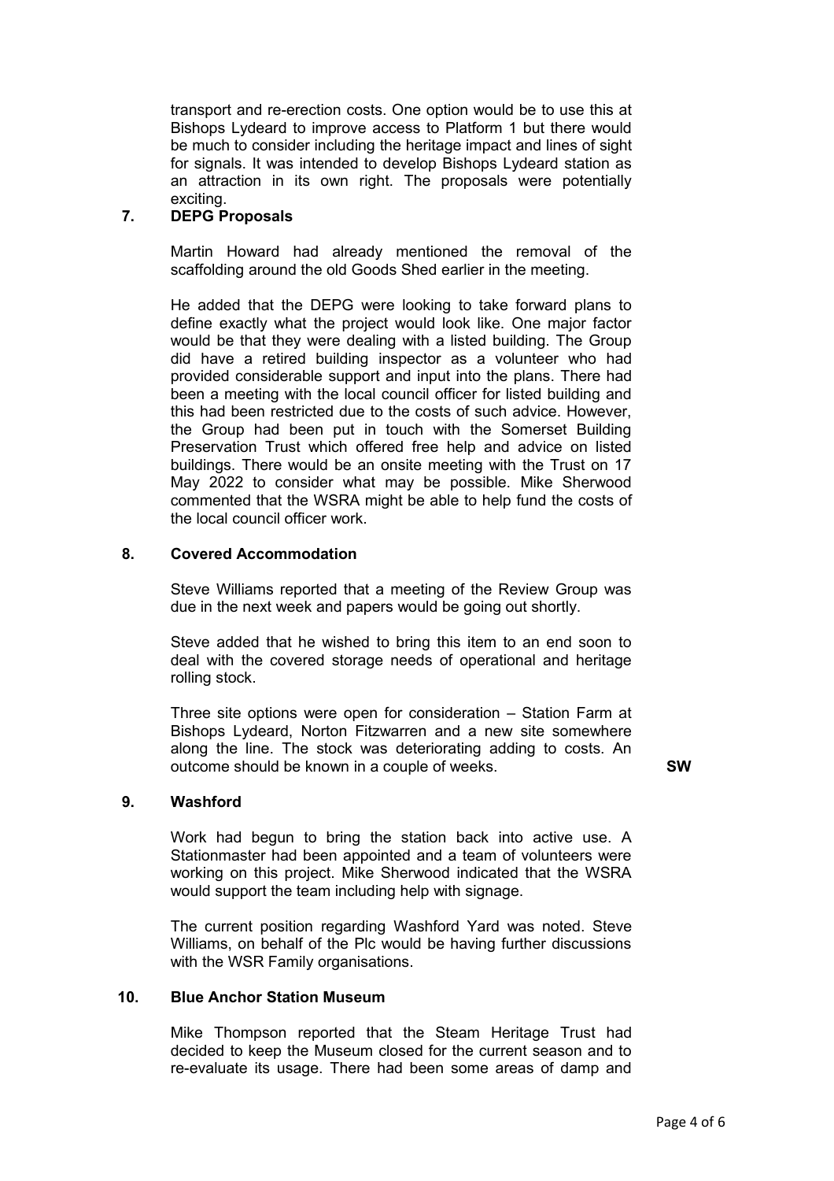transport and re-erection costs. One option would be to use this at Bishops Lydeard to improve access to Platform 1 but there would be much to consider including the heritage impact and lines of sight for signals. It was intended to develop Bishops Lydeard station as an attraction in its own right. The proposals were potentially exciting.

## 7. DEPG Proposals

Martin Howard had already mentioned the removal of the scaffolding around the old Goods Shed earlier in the meeting.

He added that the DEPG were looking to take forward plans to define exactly what the project would look like. One major factor would be that they were dealing with a listed building. The Group did have a retired building inspector as a volunteer who had provided considerable support and input into the plans. There had been a meeting with the local council officer for listed building and this had been restricted due to the costs of such advice. However, the Group had been put in touch with the Somerset Building Preservation Trust which offered free help and advice on listed buildings. There would be an onsite meeting with the Trust on 17 May 2022 to consider what may be possible. Mike Sherwood commented that the WSRA might be able to help fund the costs of the local council officer work.

## 8. Covered Accommodation

Steve Williams reported that a meeting of the Review Group was due in the next week and papers would be going out shortly.

Steve added that he wished to bring this item to an end soon to deal with the covered storage needs of operational and heritage rolling stock.

Three site options were open for consideration – Station Farm at Bishops Lydeard, Norton Fitzwarren and a new site somewhere along the line. The stock was deteriorating adding to costs. An outcome should be known in a couple of weeks. **SW**

## 9. Washford

Work had begun to bring the station back into active use. A Stationmaster had been appointed and a team of volunteers were working on this project. Mike Sherwood indicated that the WSRA would support the team including help with signage.

The current position regarding Washford Yard was noted. Steve Williams, on behalf of the Plc would be having further discussions with the WSR Family organisations.

## 10. Blue Anchor Station Museum

Mike Thompson reported that the Steam Heritage Trust had decided to keep the Museum closed for the current season and to re-evaluate its usage. There had been some areas of damp and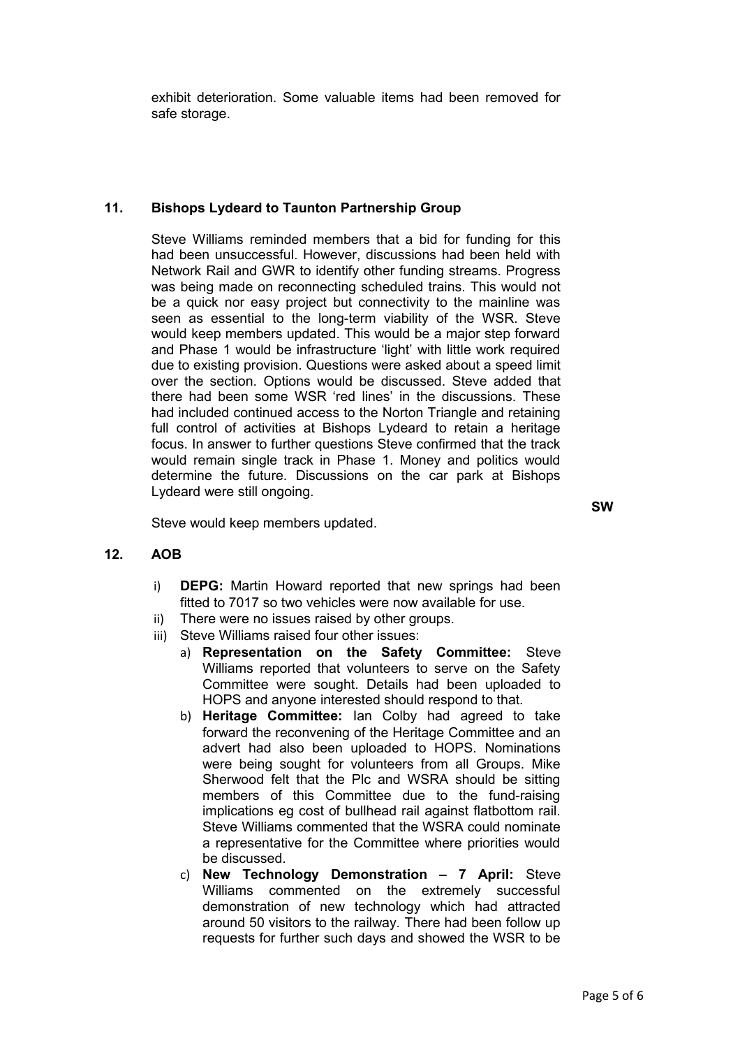exhibit deterioration. Some valuable items had been removed for safe storage.

## 11. Bishops Lydeard to Taunton Partnership Group

Steve Williams reminded members that a bid for funding for this had been unsuccessful. However, discussions had been held with Network Rail and GWR to identify other funding streams. Progress was being made on reconnecting scheduled trains. This would not be a quick nor easy project but connectivity to the mainline was seen as essential to the long-term viability of the WSR. Steve would keep members updated. This would be a major step forward and Phase 1 would be infrastructure 'light' with little work required due to existing provision. Questions were asked about a speed limit over the section. Options would be discussed. Steve added that there had been some WSR 'red lines' in the discussions. These had included continued access to the Norton Triangle and retaining full control of activities at Bishops Lydeard to retain a heritage focus. In answer to further questions Steve confirmed that the track would remain single track in Phase 1. Money and politics would determine the future. Discussions on the car park at Bishops Lydeard were still ongoing.

Steve would keep members updated. **SW**

## 12. AOB

i) **DEPG:** Martin Howard reported that new springs had been fitted to 7017 so two vehicles were now available for use.

ii) There were no issues raised by other groups.

iii) Steve Williams raised four other issues:

a) **Representation on the Safety Committee:** Steve Williams reported that volunteers to serve on the Safety Committee were sought. Details had been uploaded to HOPS and anyone interested should respond to that.

b) **Heritage Committee:** Ian Colby had agreed to take forward the reconvening of the Heritage Committee and an advert had also been uploaded to HOPS. Nominations were being sought for volunteers from all Groups. Mike Sherwood felt that the Plc and WSRA should be sitting members of this Committee due to the fund-raising implications eg cost of bullhead rail against flatbottom rail. Steve Williams commented that the WSRA could nominate a representative for the Committee where priorities would be discussed.

c) **New Technology Demonstration – 7 April:** Steve Williams commented on the extremely successful demonstration of new technology which had attracted around 50 visitors to the railway. There had been follow up requests for further such days and showed the WSR to be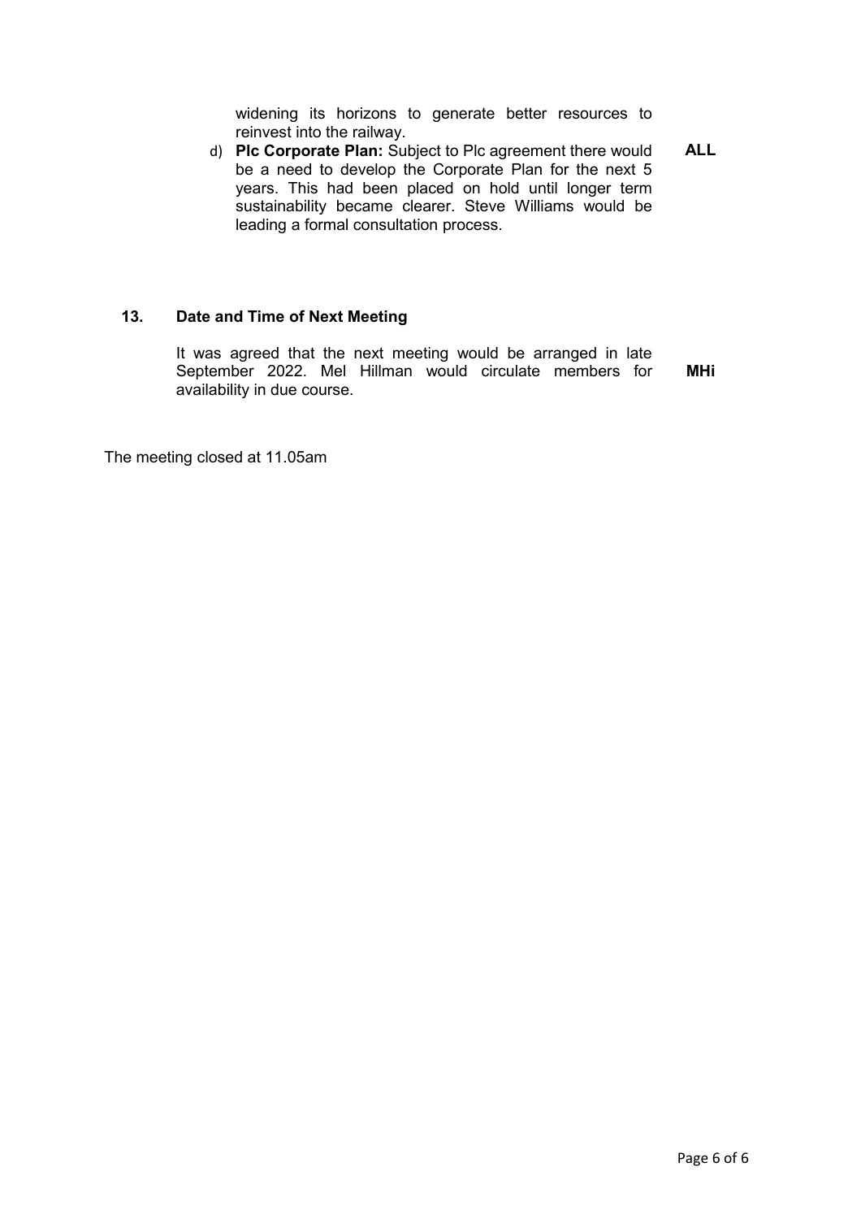widening its horizons to generate better resources to reinvest into the railway.

d) **Plc Corporate Plan:** Subject to Plc agreement there would be a need to develop the Corporate Plan for the next 5 years. This had been placed on hold until longer term sustainability became clearer. Steve Williams would be leading a formal consultation process. **ALL**

## 13. Date and Time of Next Meeting

It was agreed that the next meeting would be arranged in late September 2022. Mel Hillman would circulate members for availability in due course. **MHi**

The meeting closed at 11.05am